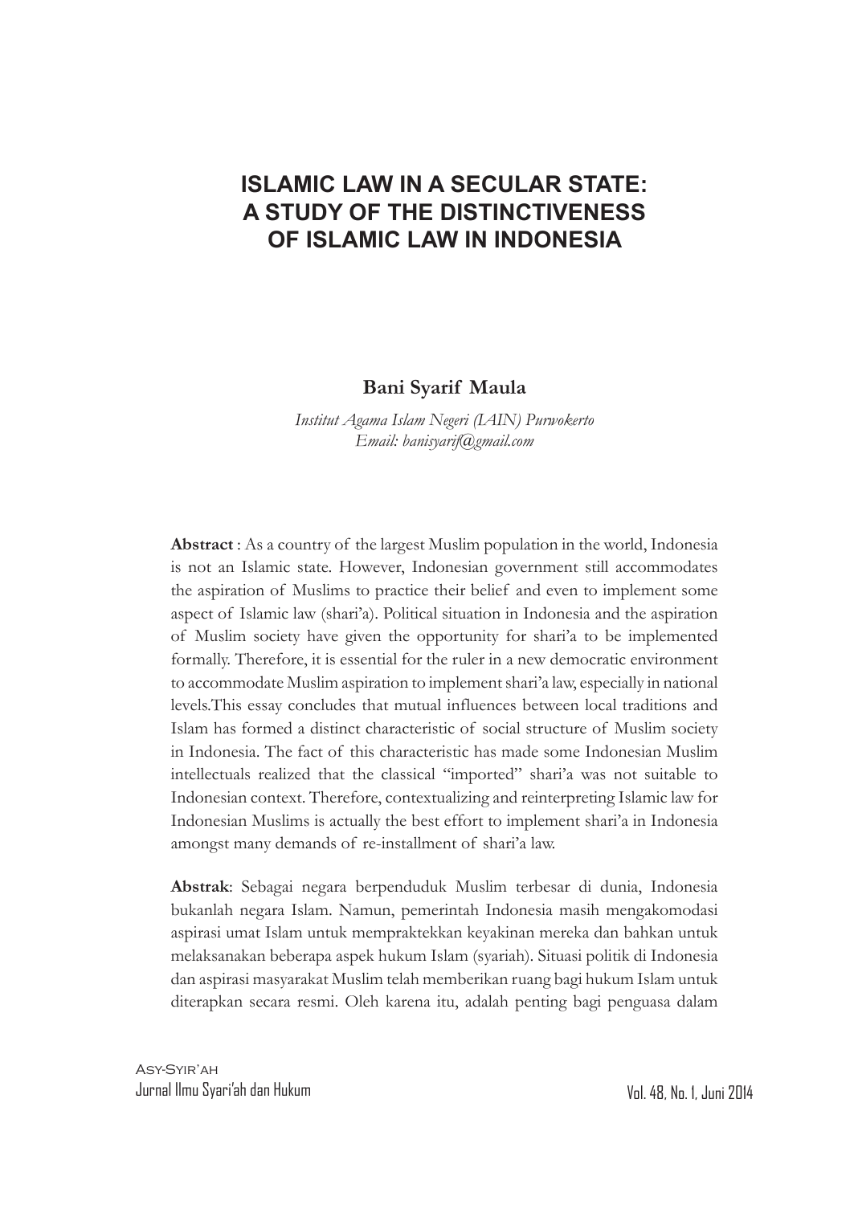# ISLAMIC LAW IN A SECULAR STATE: A STUDY OF THE DISTINCTIVENESS OF ISLAMIC LAW IN INDONESIA

**Bani Syarif Maula**

*Institut Agama Islam Negeri (IAIN) Purwokerto*
*Email: banisyarif@gmail.com*

**Abstract** : As a country of the largest Muslim population in the world, Indonesia is not an Islamic state. However, Indonesian government still accommodates the aspiration of Muslims to practice their belief and even to implement some aspect of Islamic law (shari'a). Political situation in Indonesia and the aspiration of Muslim society have given the opportunity for shari'a to be implemented formally. Therefore, it is essential for the ruler in a new democratic environment to accommodate Muslim aspiration to implement shari'a law, especially in national levels.This essay concludes that mutual influences between local traditions and Islam has formed a distinct characteristic of social structure of Muslim society in Indonesia. The fact of this characteristic has made some Indonesian Muslim intellectuals realized that the classical "imported" shari'a was not suitable to Indonesian context. Therefore, contextualizing and reinterpreting Islamic law for Indonesian Muslims is actually the best effort to implement shari'a in Indonesia amongst many demands of re-installment of shari'a law.

**Abstrak**: Sebagai negara berpenduduk Muslim terbesar di dunia, Indonesia bukanlah negara Islam. Namun, pemerintah Indonesia masih mengakomodasi aspirasi umat Islam untuk mempraktekkan keyakinan mereka dan bahkan untuk melaksanakan beberapa aspek hukum Islam (syariah). Situasi politik di Indonesia dan aspirasi masyarakat Muslim telah memberikan ruang bagi hukum Islam untuk diterapkan secara resmi. Oleh karena itu, adalah penting bagi penguasa dalam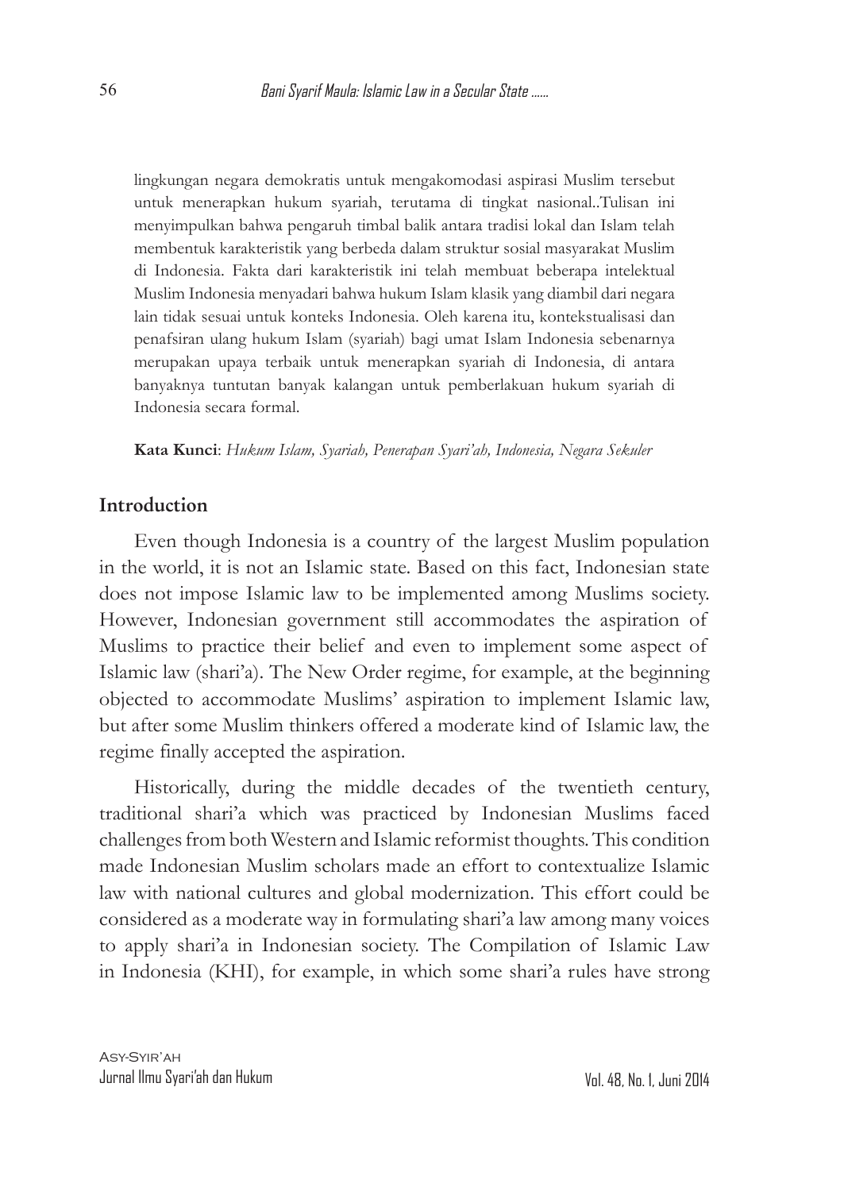lingkungan negara demokratis untuk mengakomodasi aspirasi Muslim tersebut untuk menerapkan hukum syariah, terutama di tingkat nasional..Tulisan ini menyimpulkan bahwa pengaruh timbal balik antara tradisi lokal dan Islam telah membentuk karakteristik yang berbeda dalam struktur sosial masyarakat Muslim di Indonesia. Fakta dari karakteristik ini telah membuat beberapa intelektual Muslim Indonesia menyadari bahwa hukum Islam klasik yang diambil dari negara lain tidak sesuai untuk konteks Indonesia. Oleh karena itu, kontekstualisasi dan penafsiran ulang hukum Islam (syariah) bagi umat Islam Indonesia sebenarnya merupakan upaya terbaik untuk menerapkan syariah di Indonesia, di antara banyaknya tuntutan banyak kalangan untuk pemberlakuan hukum syariah di Indonesia secara formal.

**Kata Kunci**: *Hukum Islam, Syariah, Penerapan Syari'ah, Indonesia, Negara Sekuler*

## Introduction

Even though Indonesia is a country of the largest Muslim population in the world, it is not an Islamic state. Based on this fact, Indonesian state does not impose Islamic law to be implemented among Muslims society. However, Indonesian government still accommodates the aspiration of Muslims to practice their belief and even to implement some aspect of Islamic law (shari'a). The New Order regime, for example, at the beginning objected to accommodate Muslims' aspiration to implement Islamic law, but after some Muslim thinkers offered a moderate kind of Islamic law, the regime finally accepted the aspiration.

Historically, during the middle decades of the twentieth century, traditional shari'a which was practiced by Indonesian Muslims faced challenges from both Western and Islamic reformist thoughts. This condition made Indonesian Muslim scholars made an effort to contextualize Islamic law with national cultures and global modernization. This effort could be considered as a moderate way in formulating shari'a law among many voices to apply shari'a in Indonesian society. The Compilation of Islamic Law in Indonesia (KHI), for example, in which some shari'a rules have strong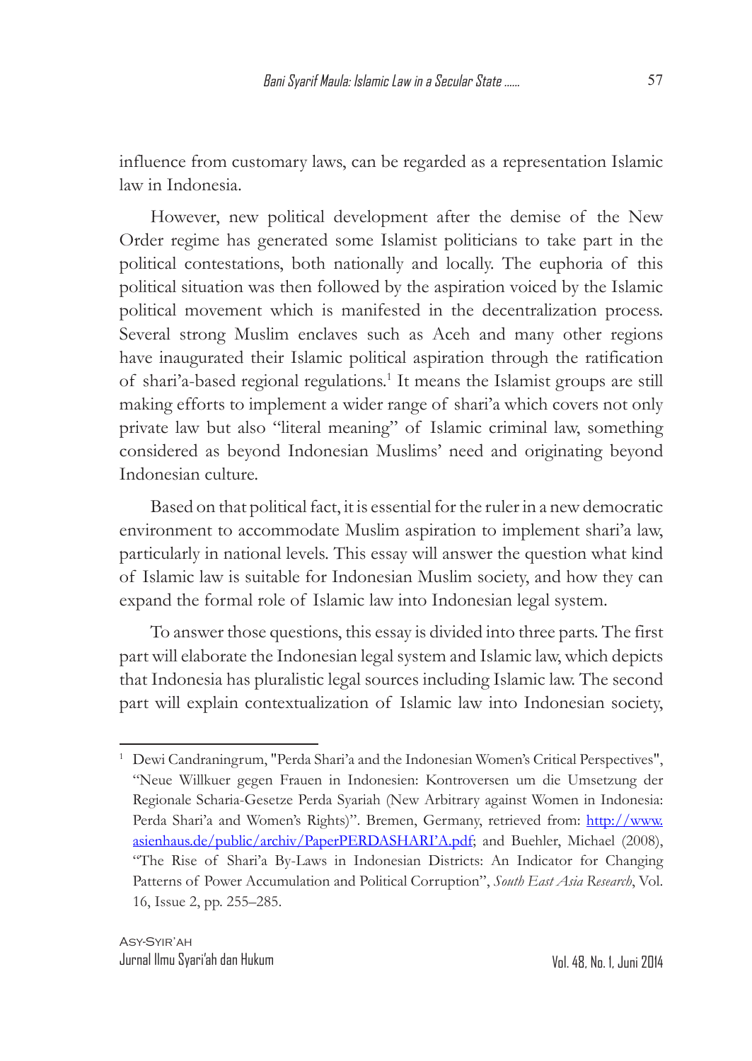influence from customary laws, can be regarded as a representation Islamic law in Indonesia.

However, new political development after the demise of the New Order regime has generated some Islamist politicians to take part in the political contestations, both nationally and locally. The euphoria of this political situation was then followed by the aspiration voiced by the Islamic political movement which is manifested in the decentralization process. Several strong Muslim enclaves such as Aceh and many other regions have inaugurated their Islamic political aspiration through the ratification of shari'a-based regional regulations.[1] It means the Islamist groups are still making efforts to implement a wider range of shari'a which covers not only private law but also "literal meaning" of Islamic criminal law, something considered as beyond Indonesian Muslims' need and originating beyond Indonesian culture.

Based on that political fact, it is essential for the ruler in a new democratic environment to accommodate Muslim aspiration to implement shari'a law, particularly in national levels. This essay will answer the question what kind of Islamic law is suitable for Indonesian Muslim society, and how they can expand the formal role of Islamic law into Indonesian legal system.

To answer those questions, this essay is divided into three parts. The first part will elaborate the Indonesian legal system and Islamic law, which depicts that Indonesia has pluralistic legal sources including Islamic law. The second part will explain contextualization of Islamic law into Indonesian society,

---

[1] Dewi Candraningrum, "Perda Shari'a and the Indonesian Women's Critical Perspectives", "Neue Willkuer gegen Frauen in Indonesien: Kontroversen um die Umsetzung der Regionale Scharia-Gesetze Perda Syariah (New Arbitrary against Women in Indonesia: Perda Shari'a and Women's Rights)". Bremen, Germany, retrieved from: http://www.asienhaus.de/public/archiv/PaperPERDASHARI'A.pdf; and Buehler, Michael (2008), "The Rise of Shari'a By-Laws in Indonesian Districts: An Indicator for Changing Patterns of Power Accumulation and Political Corruption", *South East Asia Research*, Vol. 16, Issue 2, pp. 255–285.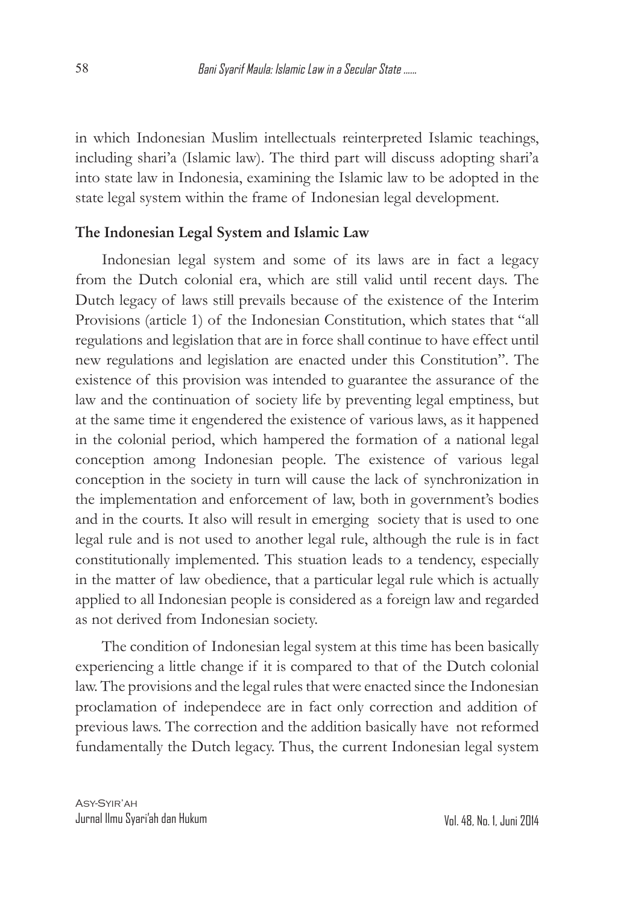in which Indonesian Muslim intellectuals reinterpreted Islamic teachings, including shari'a (Islamic law). The third part will discuss adopting shari'a into state law in Indonesia, examining the Islamic law to be adopted in the state legal system within the frame of Indonesian legal development.

## The Indonesian Legal System and Islamic Law

Indonesian legal system and some of its laws are in fact a legacy from the Dutch colonial era, which are still valid until recent days. The Dutch legacy of laws still prevails because of the existence of the Interim Provisions (article 1) of the Indonesian Constitution, which states that "all regulations and legislation that are in force shall continue to have effect until new regulations and legislation are enacted under this Constitution". The existence of this provision was intended to guarantee the assurance of the law and the continuation of society life by preventing legal emptiness, but at the same time it engendered the existence of various laws, as it happened in the colonial period, which hampered the formation of a national legal conception among Indonesian people. The existence of various legal conception in the society in turn will cause the lack of synchronization in the implementation and enforcement of law, both in government's bodies and in the courts. It also will result in emerging society that is used to one legal rule and is not used to another legal rule, although the rule is in fact constitutionally implemented. This stuation leads to a tendency, especially in the matter of law obedience, that a particular legal rule which is actually applied to all Indonesian people is considered as a foreign law and regarded as not derived from Indonesian society.

The condition of Indonesian legal system at this time has been basically experiencing a little change if it is compared to that of the Dutch colonial law. The provisions and the legal rules that were enacted since the Indonesian proclamation of independece are in fact only correction and addition of previous laws. The correction and the addition basically have not reformed fundamentally the Dutch legacy. Thus, the current Indonesian legal system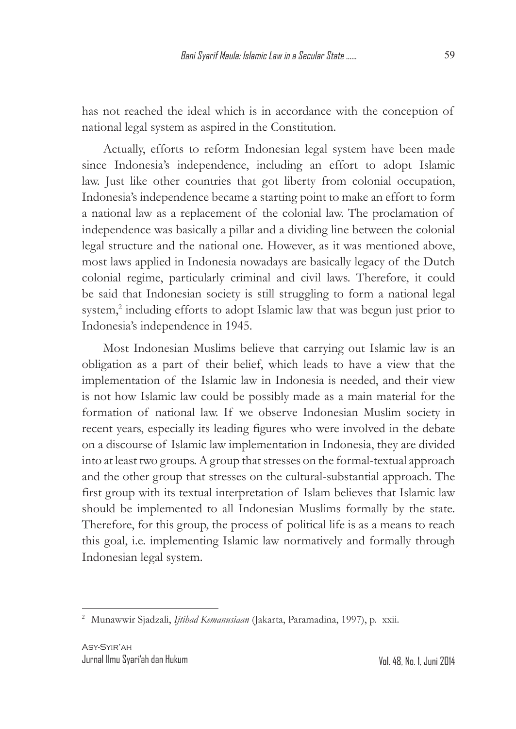has not reached the ideal which is in accordance with the conception of national legal system as aspired in the Constitution.

Actually, efforts to reform Indonesian legal system have been made since Indonesia's independence, including an effort to adopt Islamic law. Just like other countries that got liberty from colonial occupation, Indonesia's independence became a starting point to make an effort to form a national law as a replacement of the colonial law. The proclamation of independence was basically a pillar and a dividing line between the colonial legal structure and the national one. However, as it was mentioned above, most laws applied in Indonesia nowadays are basically legacy of the Dutch colonial regime, particularly criminal and civil laws. Therefore, it could be said that Indonesian society is still struggling to form a national legal system,[2] including efforts to adopt Islamic law that was begun just prior to Indonesia's independence in 1945.

Most Indonesian Muslims believe that carrying out Islamic law is an obligation as a part of their belief, which leads to have a view that the implementation of the Islamic law in Indonesia is needed, and their view is not how Islamic law could be possibly made as a main material for the formation of national law. If we observe Indonesian Muslim society in recent years, especially its leading figures who were involved in the debate on a discourse of Islamic law implementation in Indonesia, they are divided into at least two groups. A group that stresses on the formal-textual approach and the other group that stresses on the cultural-substantial approach. The first group with its textual interpretation of Islam believes that Islamic law should be implemented to all Indonesian Muslims formally by the state. Therefore, for this group, the process of political life is as a means to reach this goal, i.e. implementing Islamic law normatively and formally through Indonesian legal system.

---

[2] Munawwir Sjadzali, *Ijtihad Kemanusiaan* (Jakarta, Paramadina, 1997), p. xxii.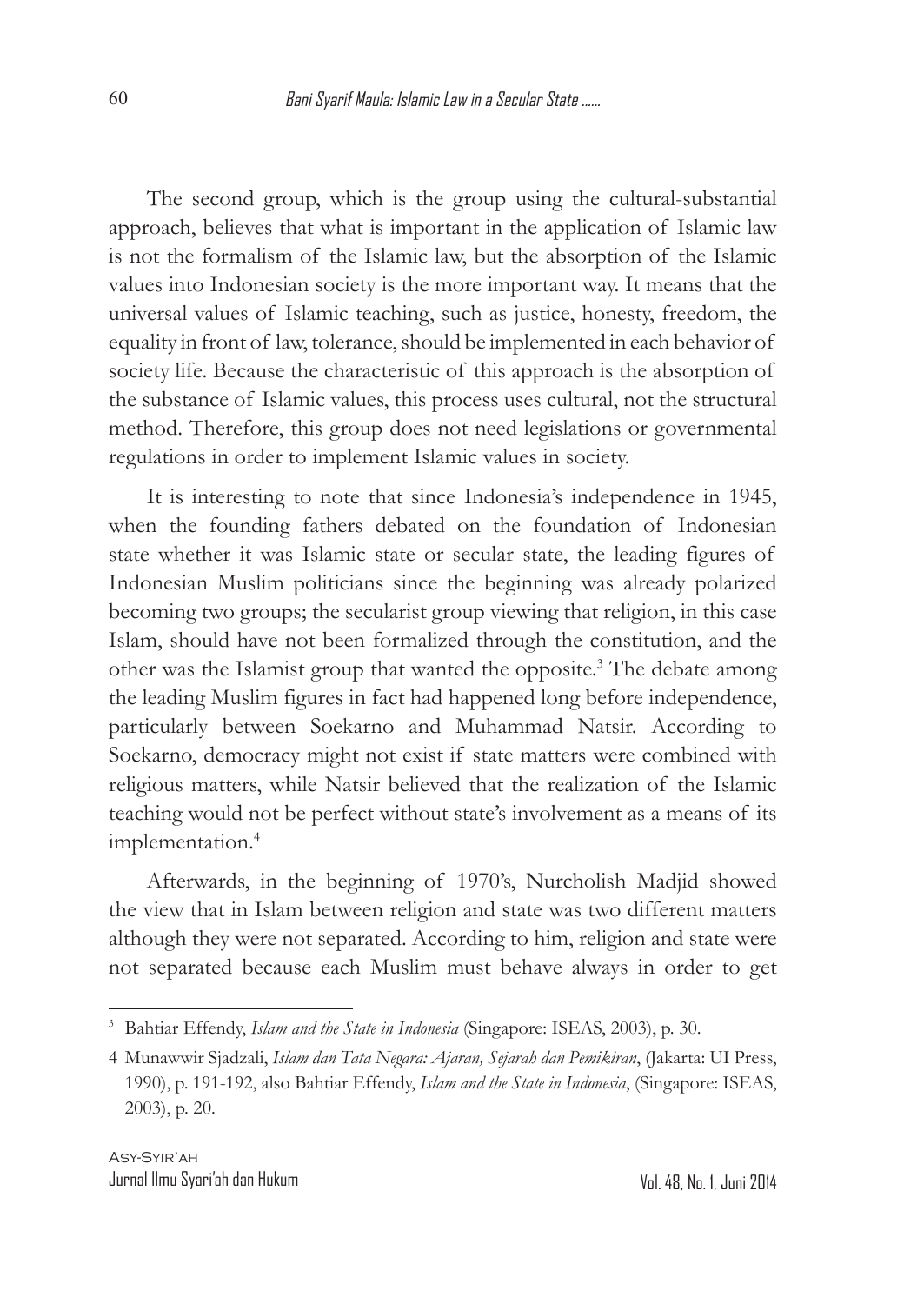The second group, which is the group using the cultural-substantial approach, believes that what is important in the application of Islamic law is not the formalism of the Islamic law, but the absorption of the Islamic values into Indonesian society is the more important way. It means that the universal values of Islamic teaching, such as justice, honesty, freedom, the equality in front of law, tolerance, should be implemented in each behavior of society life. Because the characteristic of this approach is the absorption of the substance of Islamic values, this process uses cultural, not the structural method. Therefore, this group does not need legislations or governmental regulations in order to implement Islamic values in society.

It is interesting to note that since Indonesia's independence in 1945, when the founding fathers debated on the foundation of Indonesian state whether it was Islamic state or secular state, the leading figures of Indonesian Muslim politicians since the beginning was already polarized becoming two groups; the secularist group viewing that religion, in this case Islam, should have not been formalized through the constitution, and the other was the Islamist group that wanted the opposite.[3] The debate among the leading Muslim figures in fact had happened long before independence, particularly between Soekarno and Muhammad Natsir. According to Soekarno, democracy might not exist if state matters were combined with religious matters, while Natsir believed that the realization of the Islamic teaching would not be perfect without state's involvement as a means of its implementation.[4]

Afterwards, in the beginning of 1970's, Nurcholish Madjid showed the view that in Islam between religion and state was two different matters although they were not separated. According to him, religion and state were not separated because each Muslim must behave always in order to get

---

[3] Bahtiar Effendy, *Islam and the State in Indonesia* (Singapore: ISEAS, 2003), p. 30.

[4] Munawwir Sjadzali, *Islam dan Tata Negara: Ajaran, Sejarah dan Pemikiran*, (Jakarta: UI Press, 1990), p. 191-192, also Bahtiar Effendy, *Islam and the State in Indonesia*, (Singapore: ISEAS, 2003), p. 20.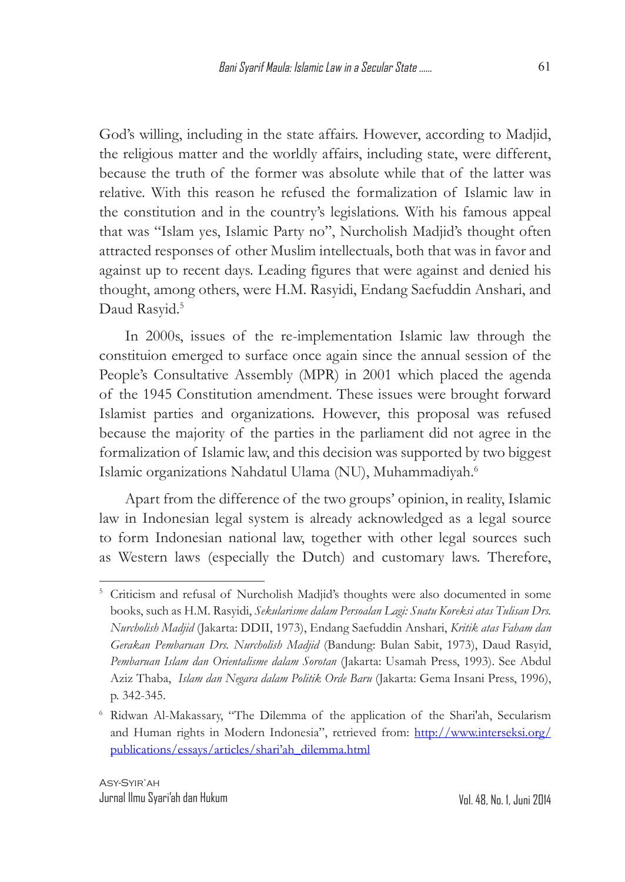God's willing, including in the state affairs. However, according to Madjid, the religious matter and the worldly affairs, including state, were different, because the truth of the former was absolute while that of the latter was relative. With this reason he refused the formalization of Islamic law in the constitution and in the country's legislations. With his famous appeal that was "Islam yes, Islamic Party no", Nurcholish Madjid's thought often attracted responses of other Muslim intellectuals, both that was in favor and against up to recent days. Leading figures that were against and denied his thought, among others, were H.M. Rasyidi, Endang Saefuddin Anshari, and Daud Rasyid.[5]

In 2000s, issues of the re-implementation Islamic law through the constituion emerged to surface once again since the annual session of the People's Consultative Assembly (MPR) in 2001 which placed the agenda of the 1945 Constitution amendment. These issues were brought forward Islamist parties and organizations. However, this proposal was refused because the majority of the parties in the parliament did not agree in the formalization of Islamic law, and this decision was supported by two biggest Islamic organizations Nahdatul Ulama (NU), Muhammadiyah.[6]

Apart from the difference of the two groups' opinion, in reality, Islamic law in Indonesian legal system is already acknowledged as a legal source to form Indonesian national law, together with other legal sources such as Western laws (especially the Dutch) and customary laws. Therefore,

---

[5] Criticism and refusal of Nurcholish Madjid's thoughts were also documented in some books, such as H.M. Rasyidi, *Sekularisme dalam Persoalan Lagi: Suatu Koreksi atas Tulisan Drs. Nurcholish Madjid* (Jakarta: DDII, 1973), Endang Saefuddin Anshari, *Kritik atas Faham dan Gerakan Pembaruan Drs. Nurcholish Madjid* (Bandung: Bulan Sabit, 1973), Daud Rasyid, *Pembaruan Islam dan Orientalisme dalam Sorotan* (Jakarta: Usamah Press, 1993). See Abdul Aziz Thaba, *Islam dan Negara dalam Politik Orde Baru* (Jakarta: Gema Insani Press, 1996), p. 342-345.

[6] Ridwan Al-Makassary, "The Dilemma of the application of the Shari'ah, Secularism and Human rights in Modern Indonesia", retrieved from: http://www.interseksi.org/publications/essays/articles/shari'ah_dilemma.html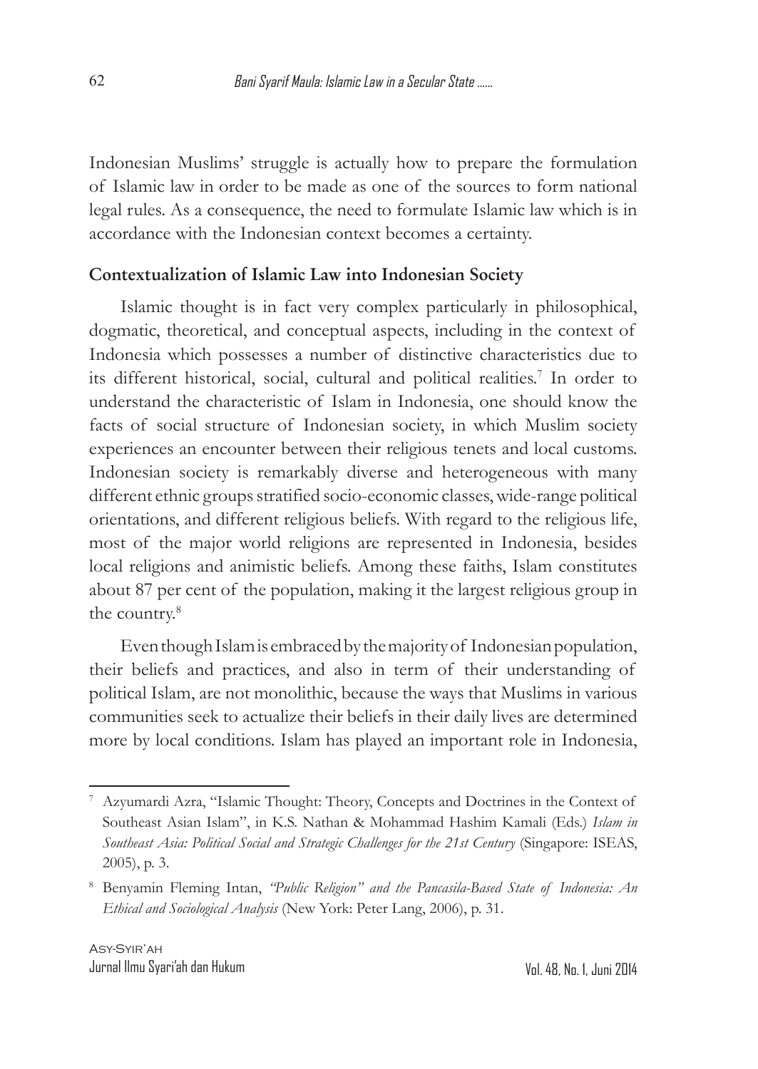Indonesian Muslims' struggle is actually how to prepare the formulation of Islamic law in order to be made as one of the sources to form national legal rules. As a consequence, the need to formulate Islamic law which is in accordance with the Indonesian context becomes a certainty.

## Contextualization of Islamic Law into Indonesian Society

Islamic thought is in fact very complex particularly in philosophical, dogmatic, theoretical, and conceptual aspects, including in the context of Indonesia which possesses a number of distinctive characteristics due to its different historical, social, cultural and political realities.[7] In order to understand the characteristic of Islam in Indonesia, one should know the facts of social structure of Indonesian society, in which Muslim society experiences an encounter between their religious tenets and local customs. Indonesian society is remarkably diverse and heterogeneous with many different ethnic groups stratified socio-economic classes, wide-range political orientations, and different religious beliefs. With regard to the religious life, most of the major world religions are represented in Indonesia, besides local religions and animistic beliefs. Among these faiths, Islam constitutes about 87 per cent of the population, making it the largest religious group in the country.[8]

Even though Islam is embraced by the majority of Indonesian population, their beliefs and practices, and also in term of their understanding of political Islam, are not monolithic, because the ways that Muslims in various communities seek to actualize their beliefs in their daily lives are determined more by local conditions. Islam has played an important role in Indonesia,

---

[7] Azyumardi Azra, "Islamic Thought: Theory, Concepts and Doctrines in the Context of Southeast Asian Islam", in K.S. Nathan & Mohammad Hashim Kamali (Eds.) *Islam in Southeast Asia: Political Social and Strategic Challenges for the 21st Century* (Singapore: ISEAS, 2005), p. 3.

[8] Benyamin Fleming Intan, *"Public Religion" and the Pancasila-Based State of Indonesia: An Ethical and Sociological Analysis* (New York: Peter Lang, 2006), p. 31.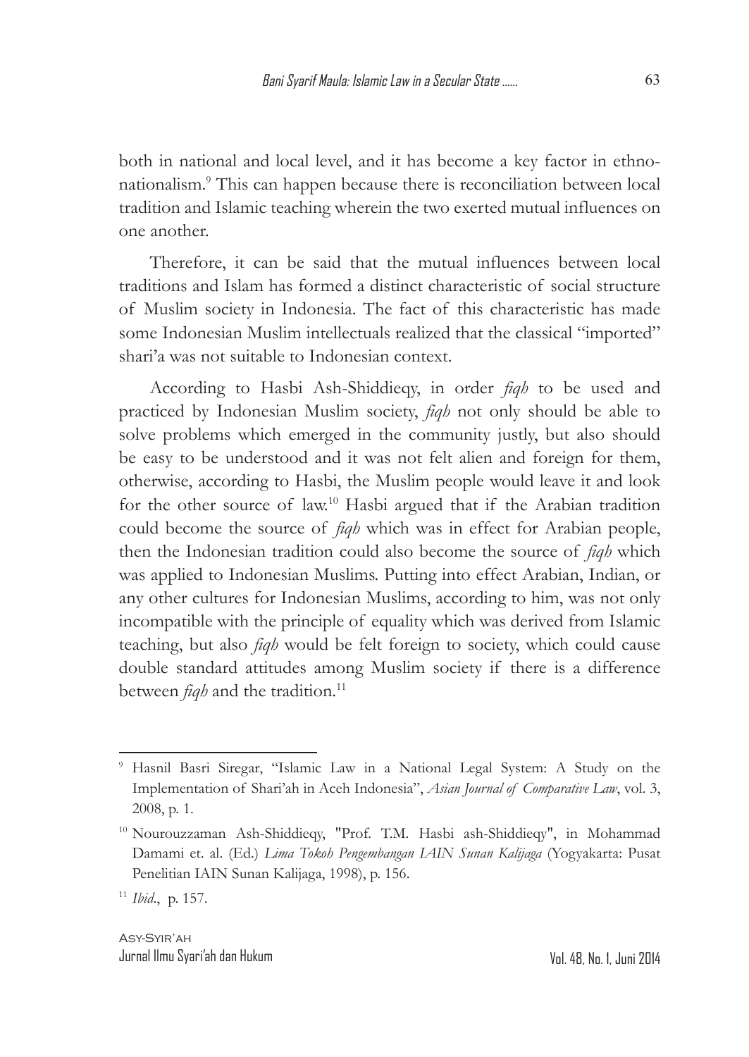both in national and local level, and it has become a key factor in ethno-nationalism.[9] This can happen because there is reconciliation between local tradition and Islamic teaching wherein the two exerted mutual influences on one another.

Therefore, it can be said that the mutual influences between local traditions and Islam has formed a distinct characteristic of social structure of Muslim society in Indonesia. The fact of this characteristic has made some Indonesian Muslim intellectuals realized that the classical "imported" shari'a was not suitable to Indonesian context.

According to Hasbi Ash-Shiddieqy, in order *fiqh* to be used and practiced by Indonesian Muslim society, *fiqh* not only should be able to solve problems which emerged in the community justly, but also should be easy to be understood and it was not felt alien and foreign for them, otherwise, according to Hasbi, the Muslim people would leave it and look for the other source of law.[10] Hasbi argued that if the Arabian tradition could become the source of *fiqh* which was in effect for Arabian people, then the Indonesian tradition could also become the source of *fiqh* which was applied to Indonesian Muslims. Putting into effect Arabian, Indian, or any other cultures for Indonesian Muslims, according to him, was not only incompatible with the principle of equality which was derived from Islamic teaching, but also *fiqh* would be felt foreign to society, which could cause double standard attitudes among Muslim society if there is a difference between *fiqh* and the tradition.[11]

---

[9] Hasnil Basri Siregar, "Islamic Law in a National Legal System: A Study on the Implementation of Shari'ah in Aceh Indonesia", *Asian Journal of Comparative Law*, vol. 3, 2008, p. 1.

[10] Nourouzzaman Ash-Shiddieqy, "Prof. T.M. Hasbi ash-Shiddieqy", in Mohammad Damami et. al. (Ed.) *Lima Tokoh Pengembangan IAIN Sunan Kalijaga* (Yogyakarta: Pusat Penelitian IAIN Sunan Kalijaga, 1998), p. 156.

[11] *Ibid*., p. 157.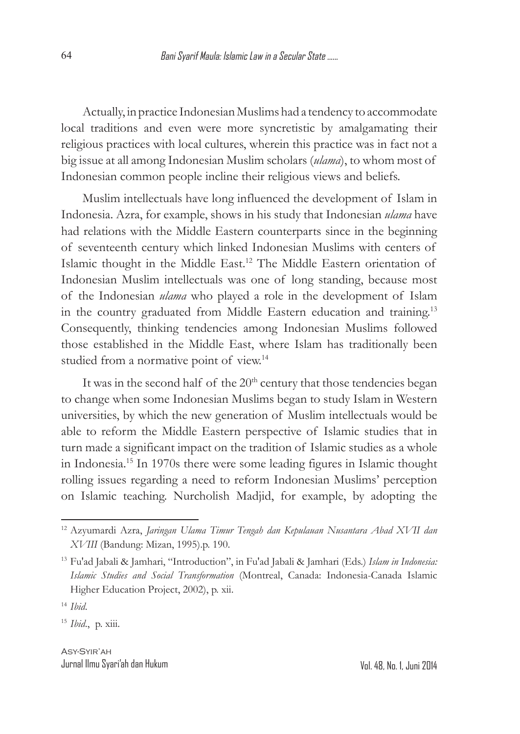Actually, in practice Indonesian Muslims had a tendency to accommodate local traditions and even were more syncretistic by amalgamating their religious practices with local cultures, wherein this practice was in fact not a big issue at all among Indonesian Muslim scholars (*ulama*), to whom most of Indonesian common people incline their religious views and beliefs.

Muslim intellectuals have long influenced the development of Islam in Indonesia. Azra, for example, shows in his study that Indonesian *ulama* have had relations with the Middle Eastern counterparts since in the beginning of seventeenth century which linked Indonesian Muslims with centers of Islamic thought in the Middle East.[12] The Middle Eastern orientation of Indonesian Muslim intellectuals was one of long standing, because most of the Indonesian *ulama* who played a role in the development of Islam in the country graduated from Middle Eastern education and training.[13] Consequently, thinking tendencies among Indonesian Muslims followed those established in the Middle East, where Islam has traditionally been studied from a normative point of view.[14]

It was in the second half of the 20th century that those tendencies began to change when some Indonesian Muslims began to study Islam in Western universities, by which the new generation of Muslim intellectuals would be able to reform the Middle Eastern perspective of Islamic studies that in turn made a significant impact on the tradition of Islamic studies as a whole in Indonesia.[15] In 1970s there were some leading figures in Islamic thought rolling issues regarding a need to reform Indonesian Muslims' perception on Islamic teaching. Nurcholish Madjid, for example, by adopting the

---

[12] Azyumardi Azra, *Jaringan Ulama Timur Tengah dan Kepulauan Nusantara Abad XVII dan XVIII* (Bandung: Mizan, 1995).p. 190.

[13] Fu'ad Jabali & Jamhari, "Introduction", in Fu'ad Jabali & Jamhari (Eds.) *Islam in Indonesia: Islamic Studies and Social Transformation* (Montreal, Canada: Indonesia-Canada Islamic Higher Education Project, 2002), p. xii.

[14] *Ibid*.

[15] *Ibid*., p. xiii.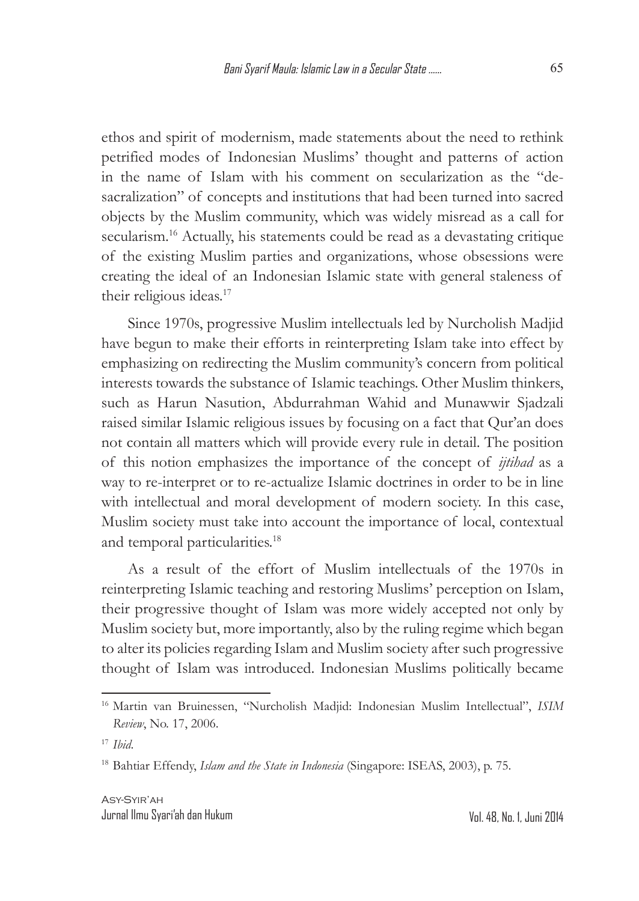ethos and spirit of modernism, made statements about the need to rethink petrified modes of Indonesian Muslims' thought and patterns of action in the name of Islam with his comment on secularization as the "de-sacralization" of concepts and institutions that had been turned into sacred objects by the Muslim community, which was widely misread as a call for secularism.[16] Actually, his statements could be read as a devastating critique of the existing Muslim parties and organizations, whose obsessions were creating the ideal of an Indonesian Islamic state with general staleness of their religious ideas.[17]

Since 1970s, progressive Muslim intellectuals led by Nurcholish Madjid have begun to make their efforts in reinterpreting Islam take into effect by emphasizing on redirecting the Muslim community's concern from political interests towards the substance of Islamic teachings. Other Muslim thinkers, such as Harun Nasution, Abdurrahman Wahid and Munawwir Sjadzali raised similar Islamic religious issues by focusing on a fact that Qur'an does not contain all matters which will provide every rule in detail. The position of this notion emphasizes the importance of the concept of *ijtihad* as a way to re-interpret or to re-actualize Islamic doctrines in order to be in line with intellectual and moral development of modern society. In this case, Muslim society must take into account the importance of local, contextual and temporal particularities.[18]

As a result of the effort of Muslim intellectuals of the 1970s in reinterpreting Islamic teaching and restoring Muslims' perception on Islam, their progressive thought of Islam was more widely accepted not only by Muslim society but, more importantly, also by the ruling regime which began to alter its policies regarding Islam and Muslim society after such progressive thought of Islam was introduced. Indonesian Muslims politically became

---

[16] Martin van Bruinessen, "Nurcholish Madjid: Indonesian Muslim Intellectual", *ISIM Review*, No. 17, 2006.

[17] *Ibid*.

[18] Bahtiar Effendy, *Islam and the State in Indonesia* (Singapore: ISEAS, 2003), p. 75.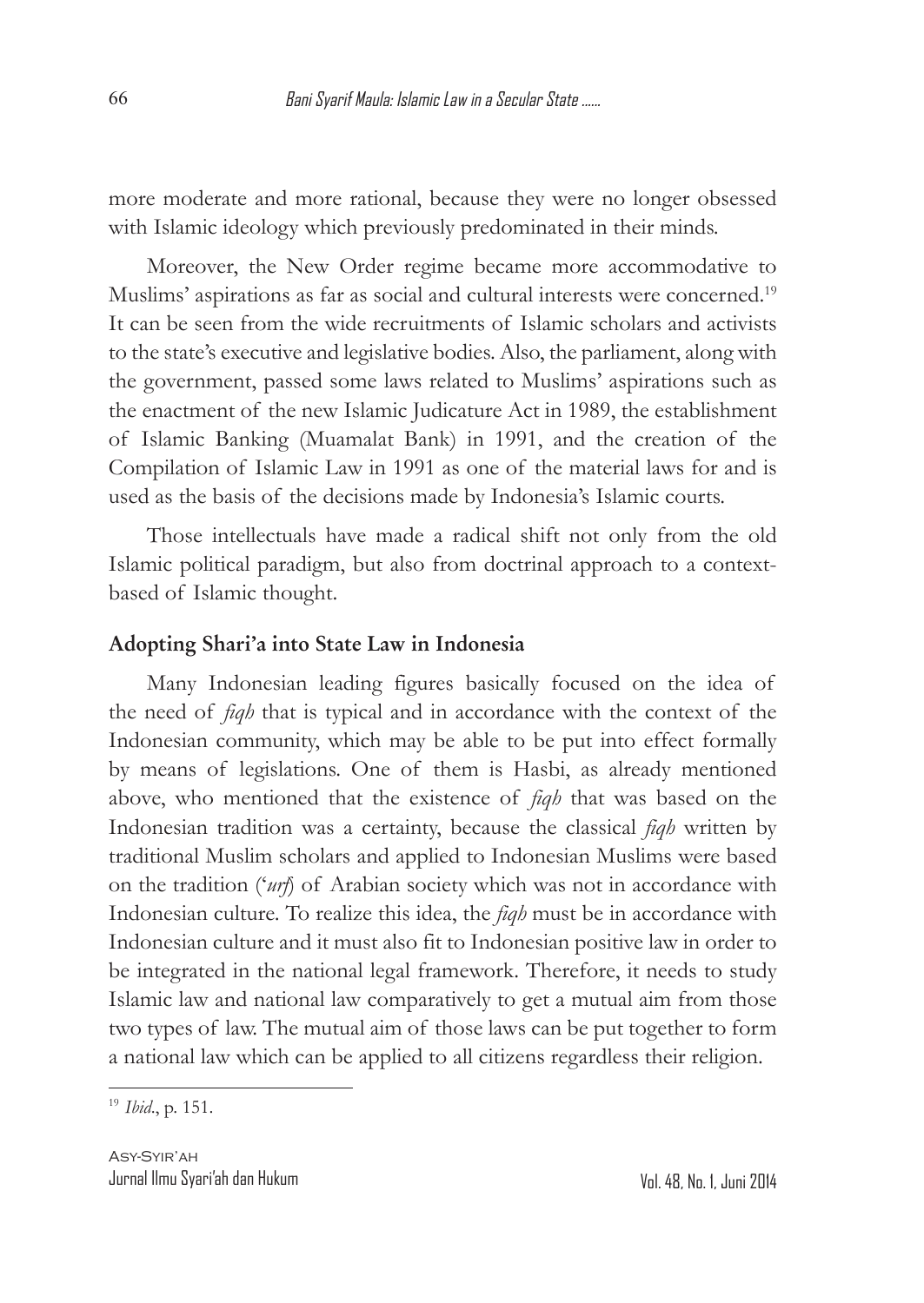more moderate and more rational, because they were no longer obsessed with Islamic ideology which previously predominated in their minds.

Moreover, the New Order regime became more accommodative to Muslims' aspirations as far as social and cultural interests were concerned.[19] It can be seen from the wide recruitments of Islamic scholars and activists to the state's executive and legislative bodies. Also, the parliament, along with the government, passed some laws related to Muslims' aspirations such as the enactment of the new Islamic Judicature Act in 1989, the establishment of Islamic Banking (Muamalat Bank) in 1991, and the creation of the Compilation of Islamic Law in 1991 as one of the material laws for and is used as the basis of the decisions made by Indonesia's Islamic courts.

Those intellectuals have made a radical shift not only from the old Islamic political paradigm, but also from doctrinal approach to a context-based of Islamic thought.

## Adopting Shari'a into State Law in Indonesia

Many Indonesian leading figures basically focused on the idea of the need of *fiqh* that is typical and in accordance with the context of the Indonesian community, which may be able to be put into effect formally by means of legislations. One of them is Hasbi, as already mentioned above, who mentioned that the existence of *fiqh* that was based on the Indonesian tradition was a certainty, because the classical *fiqh* written by traditional Muslim scholars and applied to Indonesian Muslims were based on the tradition ('*urf*) of Arabian society which was not in accordance with Indonesian culture. To realize this idea, the *fiqh* must be in accordance with Indonesian culture and it must also fit to Indonesian positive law in order to be integrated in the national legal framework. Therefore, it needs to study Islamic law and national law comparatively to get a mutual aim from those two types of law. The mutual aim of those laws can be put together to form a national law which can be applied to all citizens regardless their religion.

[19] *Ibid.*, p. 151.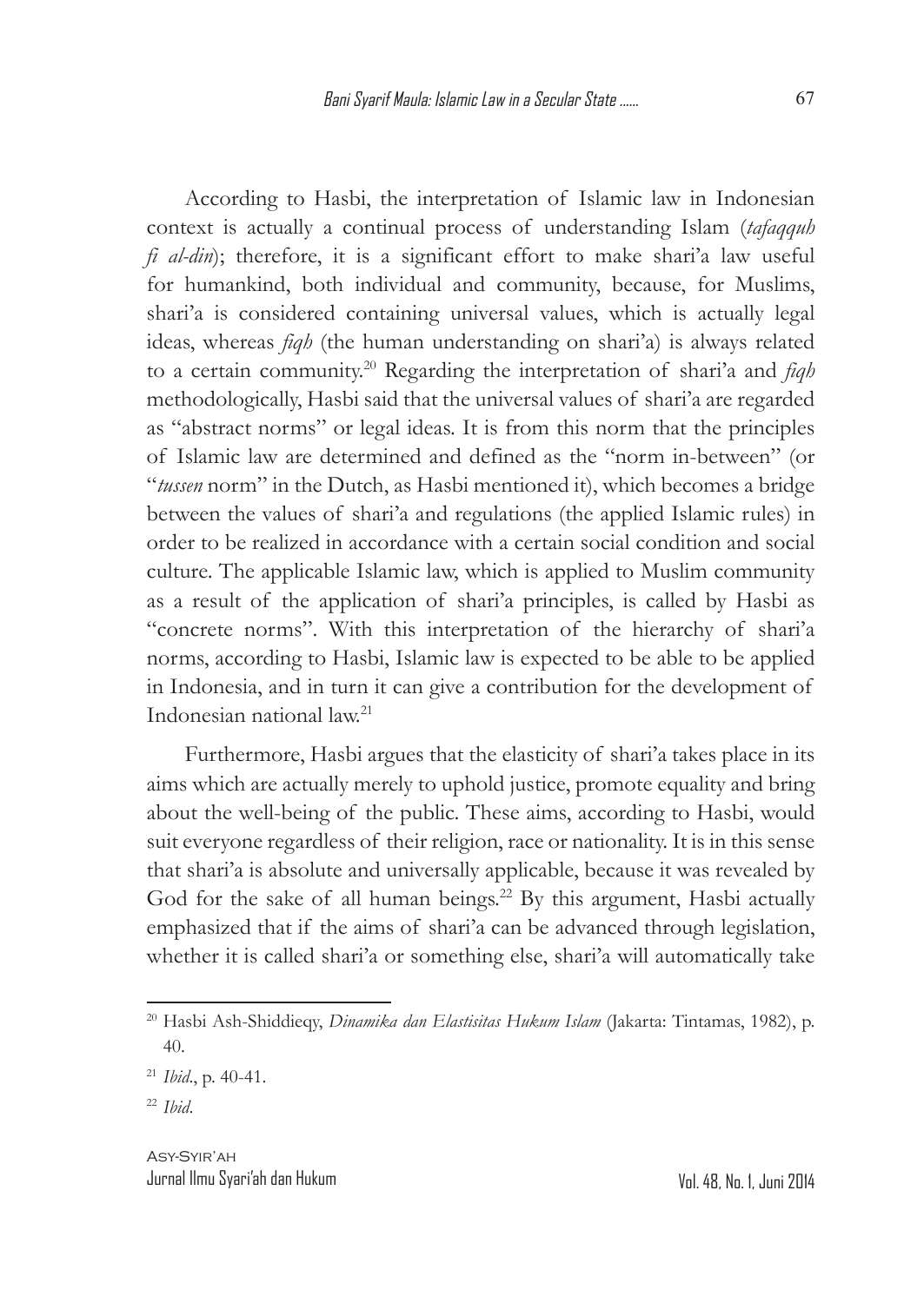According to Hasbi, the interpretation of Islamic law in Indonesian context is actually a continual process of understanding Islam (*tafaqquh fi al-din*); therefore, it is a significant effort to make shari'a law useful for humankind, both individual and community, because, for Muslims, shari'a is considered containing universal values, which is actually legal ideas, whereas *fiqh* (the human understanding on shari'a) is always related to a certain community.[20] Regarding the interpretation of shari'a and *fiqh* methodologically, Hasbi said that the universal values of shari'a are regarded as "abstract norms" or legal ideas. It is from this norm that the principles of Islamic law are determined and defined as the "norm in-between" (or "*tussen* norm" in the Dutch, as Hasbi mentioned it), which becomes a bridge between the values of shari'a and regulations (the applied Islamic rules) in order to be realized in accordance with a certain social condition and social culture. The applicable Islamic law, which is applied to Muslim community as a result of the application of shari'a principles, is called by Hasbi as "concrete norms". With this interpretation of the hierarchy of shari'a norms, according to Hasbi, Islamic law is expected to be able to be applied in Indonesia, and in turn it can give a contribution for the development of Indonesian national law.[21]

Furthermore, Hasbi argues that the elasticity of shari'a takes place in its aims which are actually merely to uphold justice, promote equality and bring about the well-being of the public. These aims, according to Hasbi, would suit everyone regardless of their religion, race or nationality. It is in this sense that shari'a is absolute and universally applicable, because it was revealed by God for the sake of all human beings.[22] By this argument, Hasbi actually emphasized that if the aims of shari'a can be advanced through legislation, whether it is called shari'a or something else, shari'a will automatically take

---

[20] Hasbi Ash-Shiddieqy, *Dinamika dan Elastisitas Hukum Islam* (Jakarta: Tintamas, 1982), p. 40.

[21] *Ibid*., p. 40-41.

[22] *Ibid*.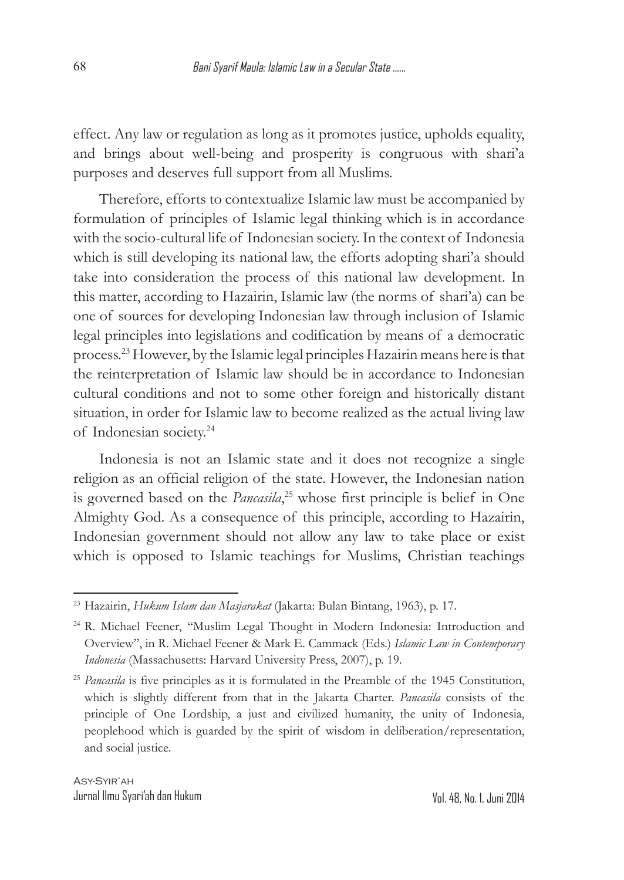effect. Any law or regulation as long as it promotes justice, upholds equality, and brings about well-being and prosperity is congruous with shari'a purposes and deserves full support from all Muslims.

Therefore, efforts to contextualize Islamic law must be accompanied by formulation of principles of Islamic legal thinking which is in accordance with the socio-cultural life of Indonesian society. In the context of Indonesia which is still developing its national law, the efforts adopting shari'a should take into consideration the process of this national law development. In this matter, according to Hazairin, Islamic law (the norms of shari'a) can be one of sources for developing Indonesian law through inclusion of Islamic legal principles into legislations and codification by means of a democratic process.[23] However, by the Islamic legal principles Hazairin means here is that the reinterpretation of Islamic law should be in accordance to Indonesian cultural conditions and not to some other foreign and historically distant situation, in order for Islamic law to become realized as the actual living law of Indonesian society.[24]

Indonesia is not an Islamic state and it does not recognize a single religion as an official religion of the state. However, the Indonesian nation is governed based on the *Pancasila*,[25] whose first principle is belief in One Almighty God. As a consequence of this principle, according to Hazairin, Indonesian government should not allow any law to take place or exist which is opposed to Islamic teachings for Muslims, Christian teachings

---

[23] Hazairin, *Hukum Islam dan Masjarakat* (Jakarta: Bulan Bintang, 1963), p. 17.

[24] R. Michael Feener, "Muslim Legal Thought in Modern Indonesia: Introduction and Overview", in R. Michael Feener & Mark E. Cammack (Eds.) *Islamic Law in Contemporary Indonesia* (Massachusetts: Harvard University Press, 2007), p. 19.

[25] *Pancasila* is five principles as it is formulated in the Preamble of the 1945 Constitution, which is slightly different from that in the Jakarta Charter. *Pancasila* consists of the principle of One Lordship, a just and civilized humanity, the unity of Indonesia, peoplehood which is guarded by the spirit of wisdom in deliberation/representation, and social justice.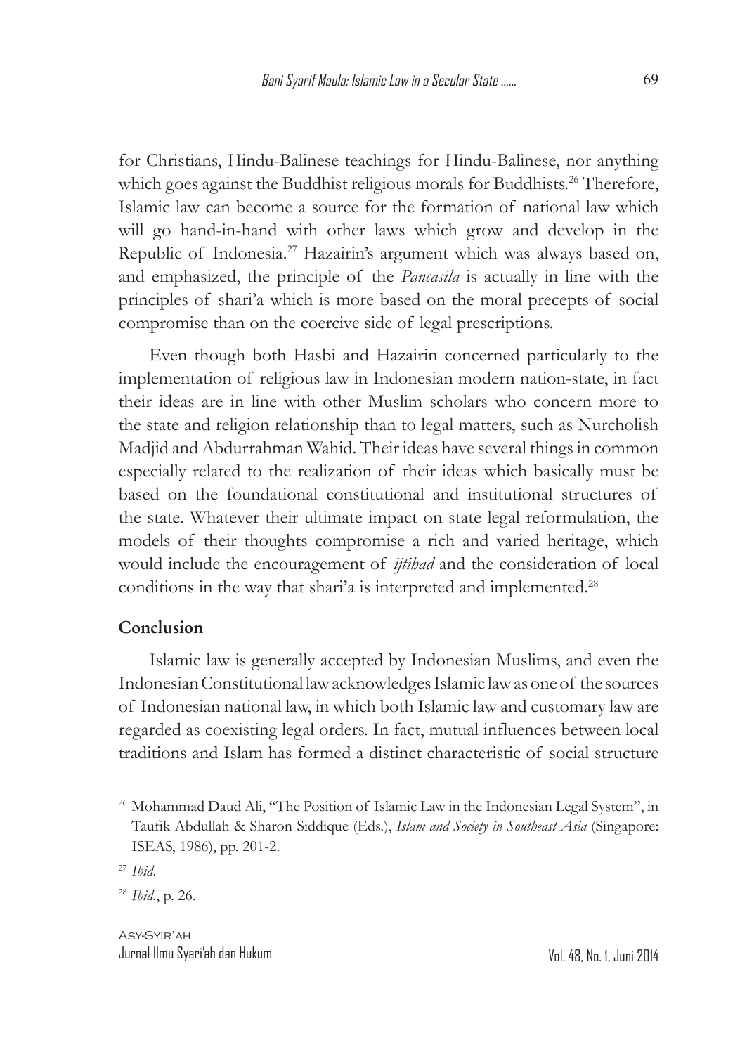for Christians, Hindu-Balinese teachings for Hindu-Balinese, nor anything which goes against the Buddhist religious morals for Buddhists.[26] Therefore, Islamic law can become a source for the formation of national law which will go hand-in-hand with other laws which grow and develop in the Republic of Indonesia.[27] Hazairin's argument which was always based on, and emphasized, the principle of the *Pancasila* is actually in line with the principles of shari'a which is more based on the moral precepts of social compromise than on the coercive side of legal prescriptions.

Even though both Hasbi and Hazairin concerned particularly to the implementation of religious law in Indonesian modern nation-state, in fact their ideas are in line with other Muslim scholars who concern more to the state and religion relationship than to legal matters, such as Nurcholish Madjid and Abdurrahman Wahid. Their ideas have several things in common especially related to the realization of their ideas which basically must be based on the foundational constitutional and institutional structures of the state. Whatever their ultimate impact on state legal reformulation, the models of their thoughts compromise a rich and varied heritage, which would include the encouragement of *ijtihad* and the consideration of local conditions in the way that shari'a is interpreted and implemented.[28]

## Conclusion

Islamic law is generally accepted by Indonesian Muslims, and even the Indonesian Constitutional law acknowledges Islamic law as one of the sources of Indonesian national law, in which both Islamic law and customary law are regarded as coexisting legal orders. In fact, mutual influences between local traditions and Islam has formed a distinct characteristic of social structure

---

[26] Mohammad Daud Ali, "The Position of Islamic Law in the Indonesian Legal System", in Taufik Abdullah & Sharon Siddique (Eds.), *Islam and Society in Southeast Asia* (Singapore: ISEAS, 1986), pp. 201-2.

[27] *Ibid*.

[28] *Ibid*., p. 26.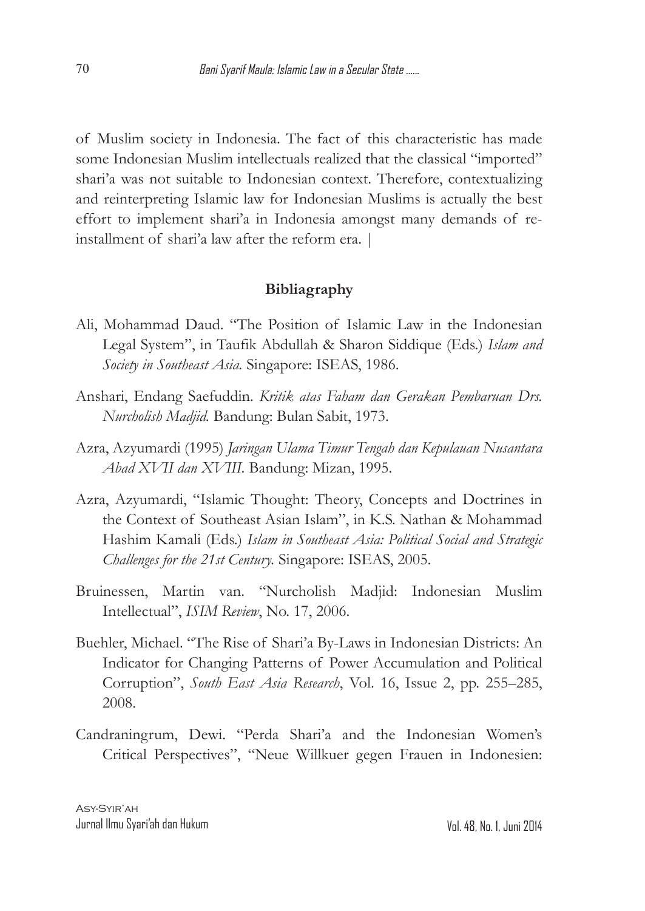of Muslim society in Indonesia. The fact of this characteristic has made some Indonesian Muslim intellectuals realized that the classical "imported" shari'a was not suitable to Indonesian context. Therefore, contextualizing and reinterpreting Islamic law for Indonesian Muslims is actually the best effort to implement shari'a in Indonesia amongst many demands of re-installment of shari'a law after the reform era. |

**Bibliagraphy**

Ali, Mohammad Daud. "The Position of Islamic Law in the Indonesian Legal System", in Taufik Abdullah & Sharon Siddique (Eds.) *Islam and Society in Southeast Asia.* Singapore: ISEAS, 1986.

Anshari, Endang Saefuddin. *Kritik atas Faham dan Gerakan Pembaruan Drs. Nurcholish Madjid.* Bandung: Bulan Sabit, 1973.

Azra, Azyumardi (1995) *Jaringan Ulama Timur Tengah dan Kepulauan Nusantara Abad XVII dan XVIII*. Bandung: Mizan, 1995.

Azra, Azyumardi, "Islamic Thought: Theory, Concepts and Doctrines in the Context of Southeast Asian Islam", in K.S. Nathan & Mohammad Hashim Kamali (Eds.) *Islam in Southeast Asia: Political Social and Strategic Challenges for the 21st Century.* Singapore: ISEAS, 2005.

Bruinessen, Martin van. "Nurcholish Madjid: Indonesian Muslim Intellectual", *ISIM Review*, No. 17, 2006.

Buehler, Michael. "The Rise of Shari'a By-Laws in Indonesian Districts: An Indicator for Changing Patterns of Power Accumulation and Political Corruption", *South East Asia Research*, Vol. 16, Issue 2, pp. 255–285, 2008.

Candraningrum, Dewi. "Perda Shari'a and the Indonesian Women's Critical Perspectives", "Neue Willkuer gegen Frauen in Indonesien: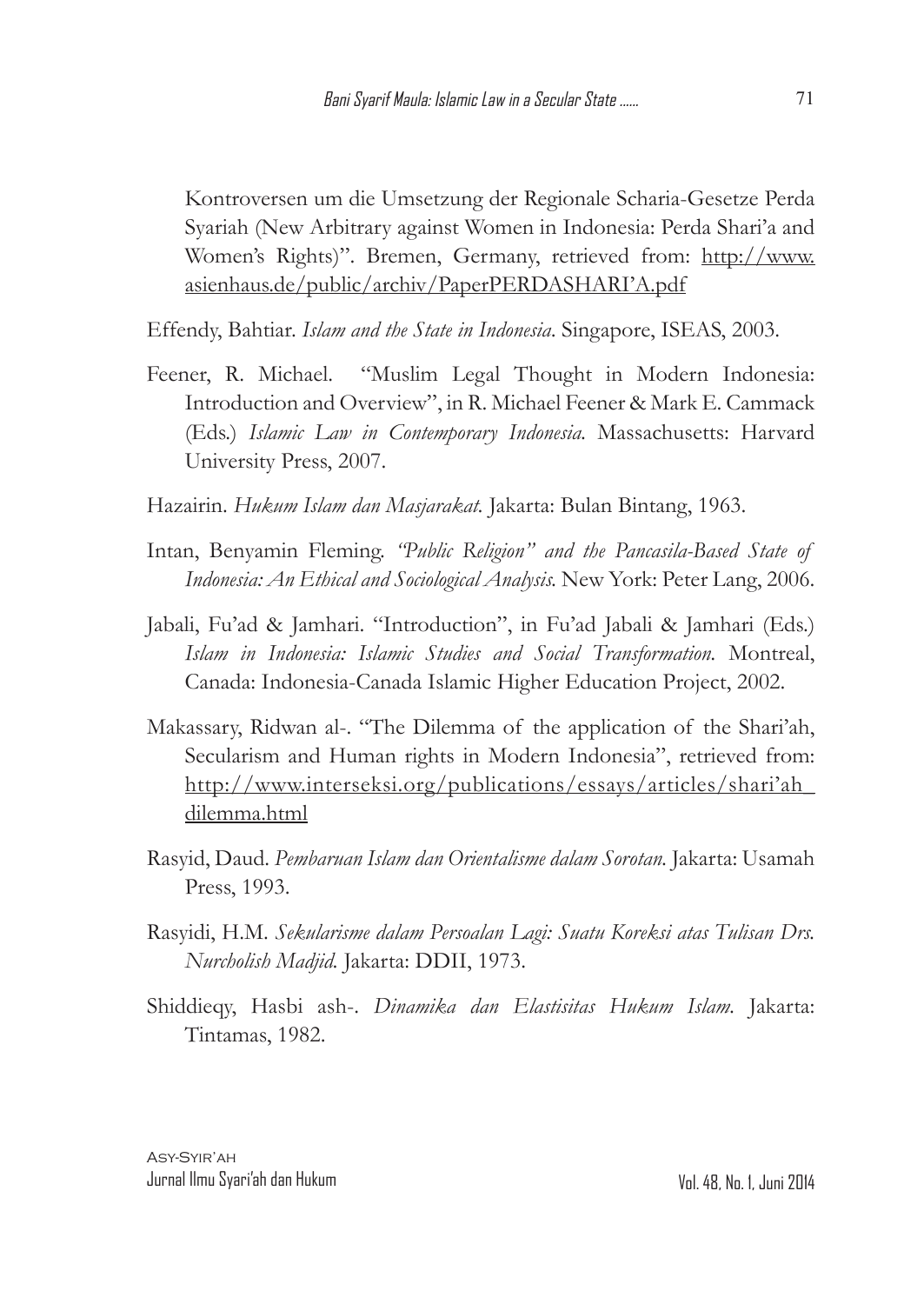Kontroversen um die Umsetzung der Regionale Scharia-Gesetze Perda Syariah (New Arbitrary against Women in Indonesia: Perda Shari'a and Women's Rights)". Bremen, Germany, retrieved from: http://www.asienhaus.de/public/archiv/PaperPERDASHARI'A.pdf

Effendy, Bahtiar. *Islam and the State in Indonesia*. Singapore, ISEAS, 2003.

Feener, R. Michael. "Muslim Legal Thought in Modern Indonesia: Introduction and Overview", in R. Michael Feener & Mark E. Cammack (Eds.) *Islamic Law in Contemporary Indonesia.* Massachusetts: Harvard University Press, 2007.

Hazairin. *Hukum Islam dan Masjarakat.* Jakarta: Bulan Bintang, 1963.

Intan, Benyamin Fleming. *"Public Religion" and the Pancasila-Based State of Indonesia: An Ethical and Sociological Analysis.* New York: Peter Lang, 2006.

Jabali, Fu'ad & Jamhari. "Introduction", in Fu'ad Jabali & Jamhari (Eds.) *Islam in Indonesia: Islamic Studies and Social Transformation.* Montreal, Canada: Indonesia-Canada Islamic Higher Education Project, 2002.

Makassary, Ridwan al-. "The Dilemma of the application of the Shari'ah, Secularism and Human rights in Modern Indonesia", retrieved from: http://www.interseksi.org/publications/essays/articles/shari'ah_dilemma.html

Rasyid, Daud. *Pembaruan Islam dan Orientalisme dalam Sorotan.* Jakarta: Usamah Press, 1993.

Rasyidi, H.M. *Sekularisme dalam Persoalan Lagi: Suatu Koreksi atas Tulisan Drs. Nurcholish Madjid.* Jakarta: DDII, 1973.

Shiddieqy, Hasbi ash-. *Dinamika dan Elastisitas Hukum Islam.* Jakarta: Tintamas, 1982.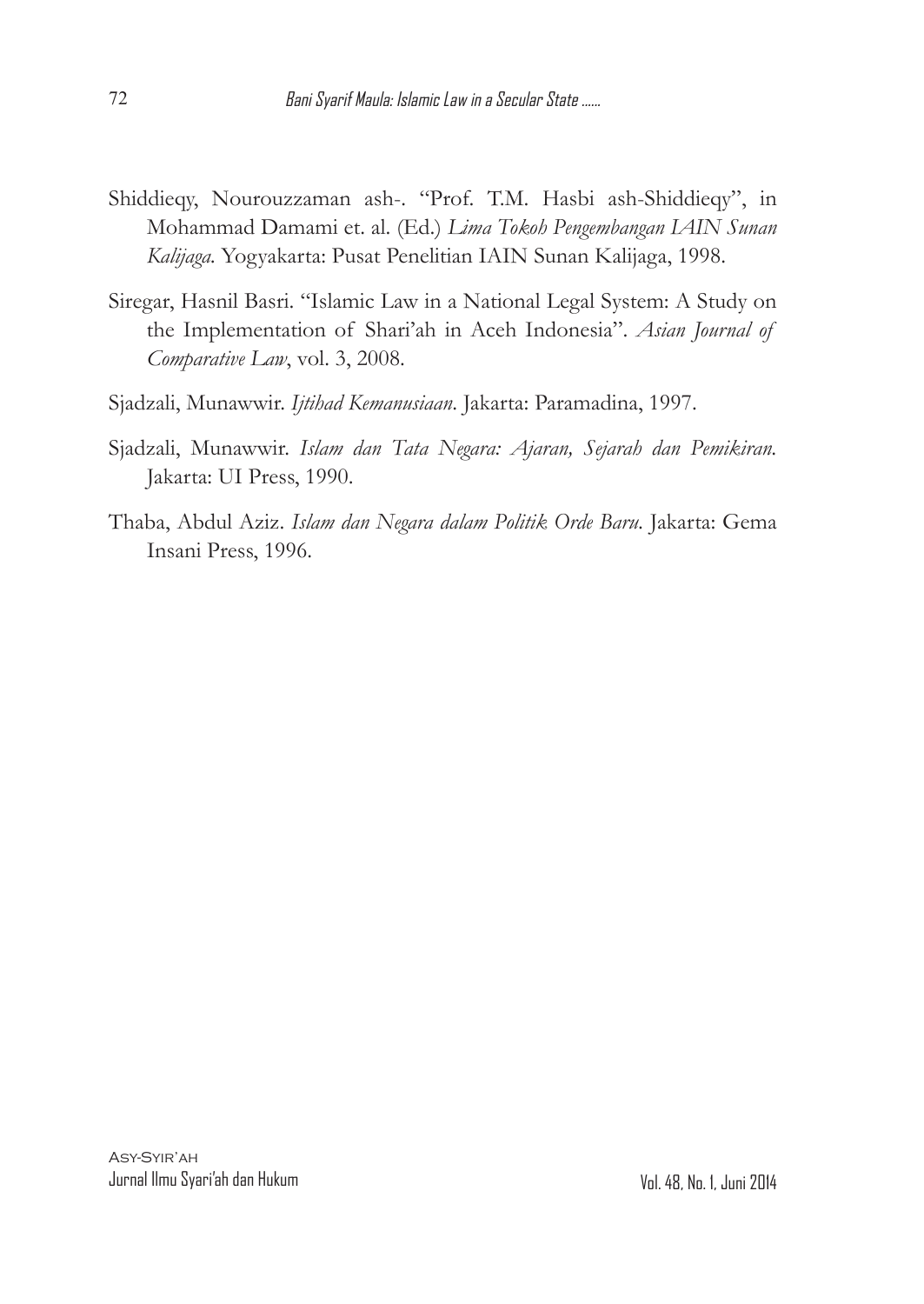Shiddieqy, Nourouzzaman ash-. "Prof. T.M. Hasbi ash-Shiddieqy", in Mohammad Damami et. al. (Ed.) *Lima Tokoh Pengembangan IAIN Sunan Kalijaga.* Yogyakarta: Pusat Penelitian IAIN Sunan Kalijaga, 1998.

Siregar, Hasnil Basri. "Islamic Law in a National Legal System: A Study on the Implementation of Shari'ah in Aceh Indonesia". *Asian Journal of Comparative Law*, vol. 3, 2008.

Sjadzali, Munawwir. *Ijtihad Kemanusiaan*. Jakarta: Paramadina, 1997.

Sjadzali, Munawwir. *Islam dan Tata Negara: Ajaran, Sejarah dan Pemikiran.* Jakarta: UI Press, 1990.

Thaba, Abdul Aziz. *Islam dan Negara dalam Politik Orde Baru*. Jakarta: Gema Insani Press, 1996.